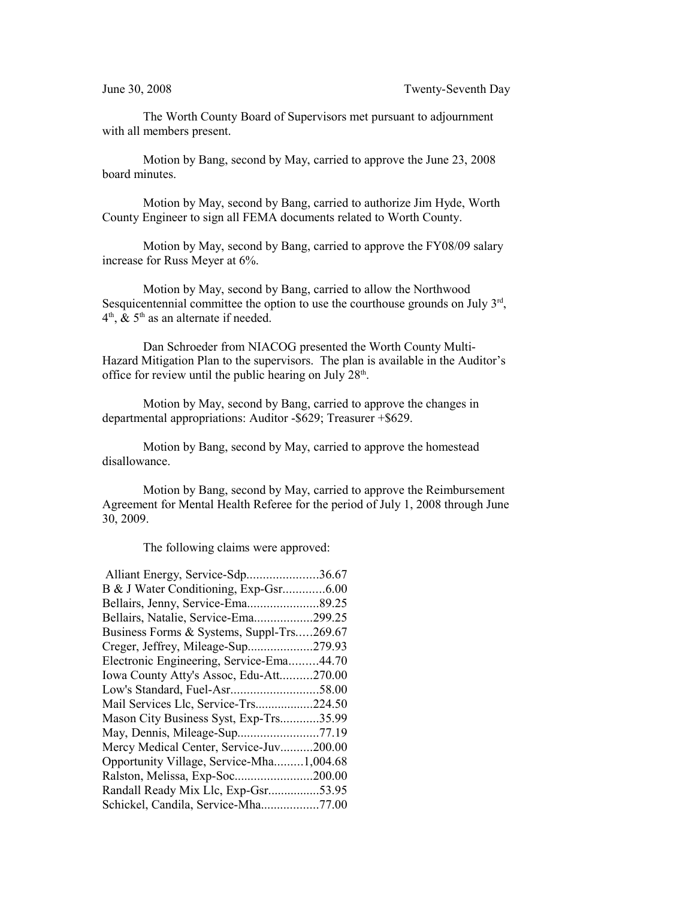June 30, 2008 Twenty-Seventh Day

The Worth County Board of Supervisors met pursuant to adjournment with all members present.

Motion by Bang, second by May, carried to approve the June 23, 2008 board minutes.

Motion by May, second by Bang, carried to authorize Jim Hyde, Worth County Engineer to sign all FEMA documents related to Worth County.

Motion by May, second by Bang, carried to approve the FY08/09 salary increase for Russ Meyer at 6%.

Motion by May, second by Bang, carried to allow the Northwood Sesquicentennial committee the option to use the courthouse grounds on July 3rd, 4th, & 5th as an alternate if needed.

Dan Schroeder from NIACOG presented the Worth County Multi-Hazard Mitigation Plan to the supervisors. The plan is available in the Auditor's office for review until the public hearing on July 28th.

Motion by May, second by Bang, carried to approve the changes in departmental appropriations: Auditor -$629; Treasurer +$629.

Motion by Bang, second by May, carried to approve the homestead disallowance.

Motion by Bang, second by May, carried to approve the Reimbursement Agreement for Mental Health Referee for the period of July 1, 2008 through June 30, 2009.

The following claims were approved:

Alliant Energy, Service-Sdp......................36.67
B & J Water Conditioning, Exp-Gsr.............6.00
Bellairs, Jenny, Service-Ema......................89.25
Bellairs, Natalie, Service-Ema..................299.25
Business Forms & Systems, Suppl-Trs.....269.67
Creger, Jeffrey, Mileage-Sup....................279.93
Electronic Engineering, Service-Ema.........44.70
Iowa County Atty's Assoc, Edu-Att..........270.00
Low's Standard, Fuel-Asr...........................58.00
Mail Services Llc, Service-Trs..................224.50
Mason City Business Syst, Exp-Trs............35.99
May, Dennis, Mileage-Sup.........................77.19
Mercy Medical Center, Service-Juv..........200.00
Opportunity Village, Service-Mha.........1,004.68
Ralston, Melissa, Exp-Soc........................200.00
Randall Ready Mix Llc, Exp-Gsr................53.95
Schickel, Candila, Service-Mha..................77.00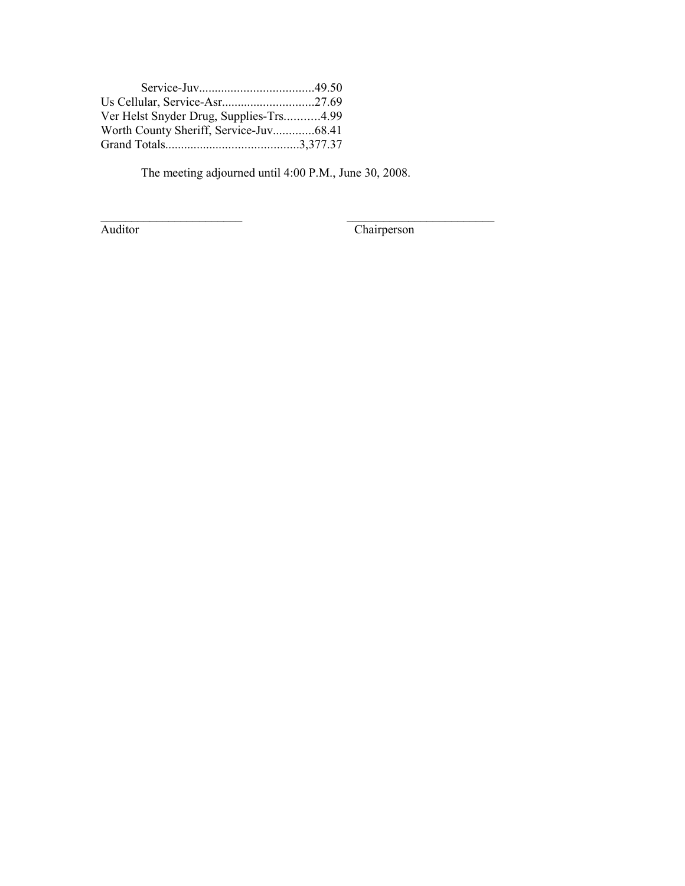Service-Juv....................................49.50
Us Cellular, Service-Asr.............................27.69
Ver Helst Snyder Drug, Supplies-Trs...........4.99
Worth County Sheriff, Service-Juv.............68.41
Grand Totals..........................................3,377.37

The meeting adjourned until 4:00 P.M., June 30, 2008.

________________________          ________________________
Auditor                                        Chairperson